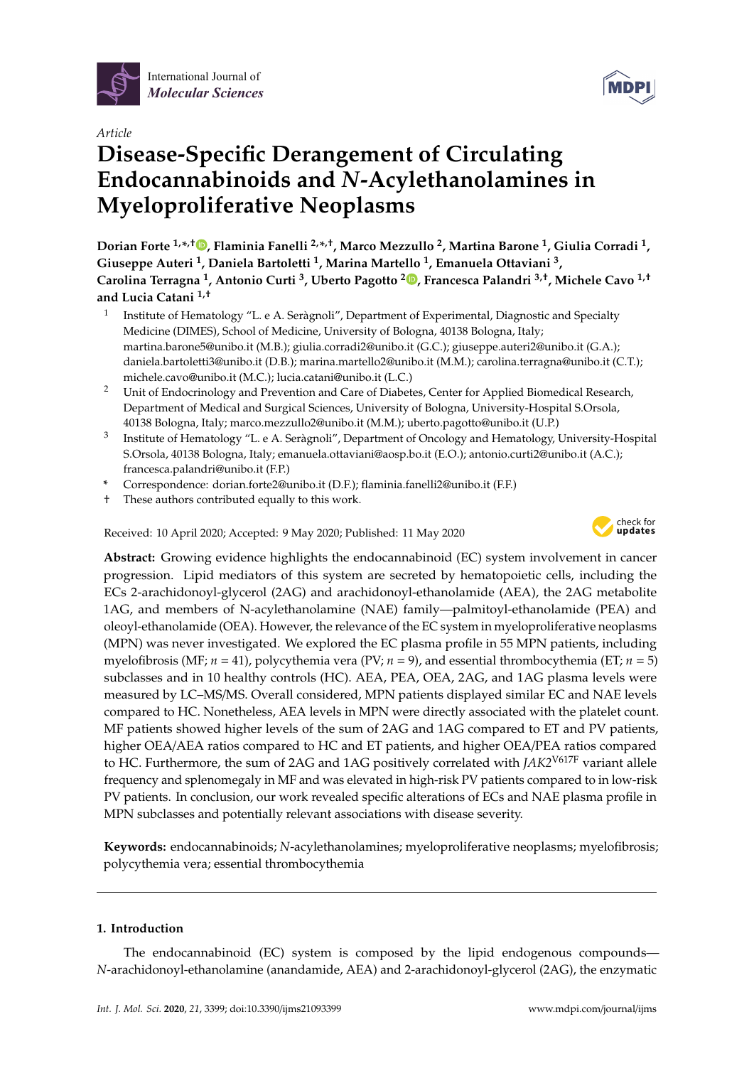International Journal of *Molecular Sciences*

*Article*

# Disease-Specific Derangement of Circulating Endocannabinoids and *N*-Acylethanolamines in Myeloproliferative Neoplasms

**Dorian Forte [1,*,†], Flaminia Fanelli [2,*,†], Marco Mezzullo [2], Martina Barone [1], Giulia Corradi [1], Giuseppe Auteri [1], Daniela Bartoletti [1], Marina Martello [1], Emanuela Ottaviani [3], Carolina Terragna [1], Antonio Curti [3], Uberto Pagotto [2], Francesca Palandri [3,†], Michele Cavo [1,†] and Lucia Catani [1,†]**

1. Institute of Hematology "L. e A. Seràgnoli", Department of Experimental, Diagnostic and Specialty Medicine (DIMES), School of Medicine, University of Bologna, 40138 Bologna, Italy; martina.barone5@unibo.it (M.B.); giulia.corradi2@unibo.it (G.C.); giuseppe.auteri2@unibo.it (G.A.); daniela.bartoletti3@unibo.it (D.B.); marina.martello2@unibo.it (M.M.); carolina.terragna@unibo.it (C.T.); michele.cavo@unibo.it (M.C.); lucia.catani@unibo.it (L.C.)
2. Unit of Endocrinology and Prevention and Care of Diabetes, Center for Applied Biomedical Research, Department of Medical and Surgical Sciences, University of Bologna, University-Hospital S.Orsola, 40138 Bologna, Italy; marco.mezzullo2@unibo.it (M.M.); uberto.pagotto@unibo.it (U.P.)
3. Institute of Hematology "L. e A. Seràgnoli", Department of Oncology and Hematology, University-Hospital S.Orsola, 40138 Bologna, Italy; emanuela.ottaviani@aosp.bo.it (E.O.); antonio.curti2@unibo.it (A.C.); francesca.palandri@unibo.it (F.P.)

\* Correspondence: dorian.forte2@unibo.it (D.F.); flaminia.fanelli2@unibo.it (F.F.)

† These authors contributed equally to this work.

Received: 10 April 2020; Accepted: 9 May 2020; Published: 11 May 2020

**Abstract:** Growing evidence highlights the endocannabinoid (EC) system involvement in cancer progression. Lipid mediators of this system are secreted by hematopoietic cells, including the ECs 2-arachidonoyl-glycerol (2AG) and arachidonoyl-ethanolamide (AEA), the 2AG metabolite 1AG, and members of N-acylethanolamine (NAE) family—palmitoyl-ethanolamide (PEA) and oleoyl-ethanolamide (OEA). However, the relevance of the EC system in myeloproliferative neoplasms (MPN) was never investigated. We explored the EC plasma profile in 55 MPN patients, including myelofibrosis (MF; $n = 41$), polycythemia vera (PV; $n = 9$), and essential thrombocythemia (ET; $n = 5$) subclasses and in 10 healthy controls (HC). AEA, PEA, OEA, 2AG, and 1AG plasma levels were measured by LC–MS/MS. Overall considered, MPN patients displayed similar EC and NAE levels compared to HC. Nonetheless, AEA levels in MPN were directly associated with the platelet count. MF patients showed higher levels of the sum of 2AG and 1AG compared to ET and PV patients, higher OEA/AEA ratios compared to HC and ET patients, and higher OEA/PEA ratios compared to HC. Furthermore, the sum of 2AG and 1AG positively correlated with *JAK2*$^{V617F}$ variant allele frequency and splenomegaly in MF and was elevated in high-risk PV patients compared to in low-risk PV patients. In conclusion, our work revealed specific alterations of ECs and NAE plasma profile in MPN subclasses and potentially relevant associations with disease severity.

**Keywords:** endocannabinoids; *N*-acylethanolamines; myeloproliferative neoplasms; myelofibrosis; polycythemia vera; essential thrombocythemia

## 1. Introduction

The endocannabinoid (EC) system is composed by the lipid endogenous compounds—*N*-arachidonoyl-ethanolamine (anandamide, AEA) and 2-arachidonoyl-glycerol (2AG), the enzymatic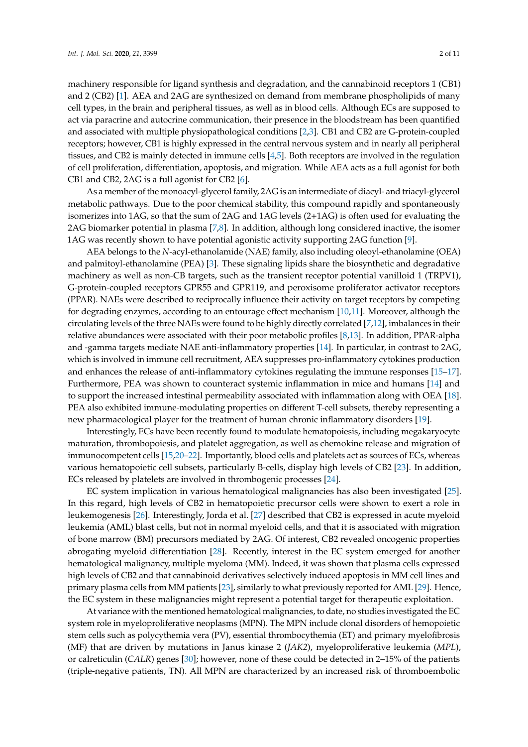machinery responsible for ligand synthesis and degradation, and the cannabinoid receptors 1 (CB1) and 2 (CB2) [1]. AEA and 2AG are synthesized on demand from membrane phospholipids of many cell types, in the brain and peripheral tissues, as well as in blood cells. Although ECs are supposed to act via paracrine and autocrine communication, their presence in the bloodstream has been quantified and associated with multiple physiopathological conditions [2,3]. CB1 and CB2 are G-protein-coupled receptors; however, CB1 is highly expressed in the central nervous system and in nearly all peripheral tissues, and CB2 is mainly detected in immune cells [4,5]. Both receptors are involved in the regulation of cell proliferation, differentiation, apoptosis, and migration. While AEA acts as a full agonist for both CB1 and CB2, 2AG is a full agonist for CB2 [6].

As a member of the monoacyl-glycerol family, 2AG is an intermediate of diacyl- and triacyl-glycerol metabolic pathways. Due to the poor chemical stability, this compound rapidly and spontaneously isomerizes into 1AG, so that the sum of 2AG and 1AG levels (2+1AG) is often used for evaluating the 2AG biomarker potential in plasma [7,8]. In addition, although long considered inactive, the isomer 1AG was recently shown to have potential agonistic activity supporting 2AG function [9].

AEA belongs to the *N*-acyl-ethanolamide (NAE) family, also including oleoyl-ethanolamine (OEA) and palmitoyl-ethanolamine (PEA) [3]. These signaling lipids share the biosynthetic and degradative machinery as well as non-CB targets, such as the transient receptor potential vanilloid 1 (TRPV1), G-protein-coupled receptors GPR55 and GPR119, and peroxisome proliferator activator receptors (PPAR). NAEs were described to reciprocally influence their activity on target receptors by competing for degrading enzymes, according to an entourage effect mechanism [10,11]. Moreover, although the circulating levels of the three NAEs were found to be highly directly correlated [7,12], imbalances in their relative abundances were associated with their poor metabolic profiles [8,13]. In addition, PPAR-alpha and -gamma targets mediate NAE anti-inflammatory properties [14]. In particular, in contrast to 2AG, which is involved in immune cell recruitment, AEA suppresses pro-inflammatory cytokines production and enhances the release of anti-inflammatory cytokines regulating the immune responses [15–17]. Furthermore, PEA was shown to counteract systemic inflammation in mice and humans [14] and to support the increased intestinal permeability associated with inflammation along with OEA [18]. PEA also exhibited immune-modulating properties on different T-cell subsets, thereby representing a new pharmacological player for the treatment of human chronic inflammatory disorders [19].

Interestingly, ECs have been recently found to modulate hematopoiesis, including megakaryocyte maturation, thrombopoiesis, and platelet aggregation, as well as chemokine release and migration of immunocompetent cells [15,20–22]. Importantly, blood cells and platelets act as sources of ECs, whereas various hematopoietic cell subsets, particularly B-cells, display high levels of CB2 [23]. In addition, ECs released by platelets are involved in thrombogenic processes [24].

EC system implication in various hematological malignancies has also been investigated [25]. In this regard, high levels of CB2 in hematopoietic precursor cells were shown to exert a role in leukemogenesis [26]. Interestingly, Jorda et al. [27] described that CB2 is expressed in acute myeloid leukemia (AML) blast cells, but not in normal myeloid cells, and that it is associated with migration of bone marrow (BM) precursors mediated by 2AG. Of interest, CB2 revealed oncogenic properties abrogating myeloid differentiation [28]. Recently, interest in the EC system emerged for another hematological malignancy, multiple myeloma (MM). Indeed, it was shown that plasma cells expressed high levels of CB2 and that cannabinoid derivatives selectively induced apoptosis in MM cell lines and primary plasma cells from MM patients [23], similarly to what previously reported for AML [29]. Hence, the EC system in these malignancies might represent a potential target for therapeutic exploitation.

At variance with the mentioned hematological malignancies, to date, no studies investigated the EC system role in myeloproliferative neoplasms (MPN). The MPN include clonal disorders of hemopoietic stem cells such as polycythemia vera (PV), essential thrombocythemia (ET) and primary myelofibrosis (MF) that are driven by mutations in Janus kinase 2 (*JAK2*), myeloproliferative leukemia (*MPL*), or calreticulin (*CALR*) genes [30]; however, none of these could be detected in 2–15% of the patients (triple-negative patients, TN). All MPN are characterized by an increased risk of thromboembolic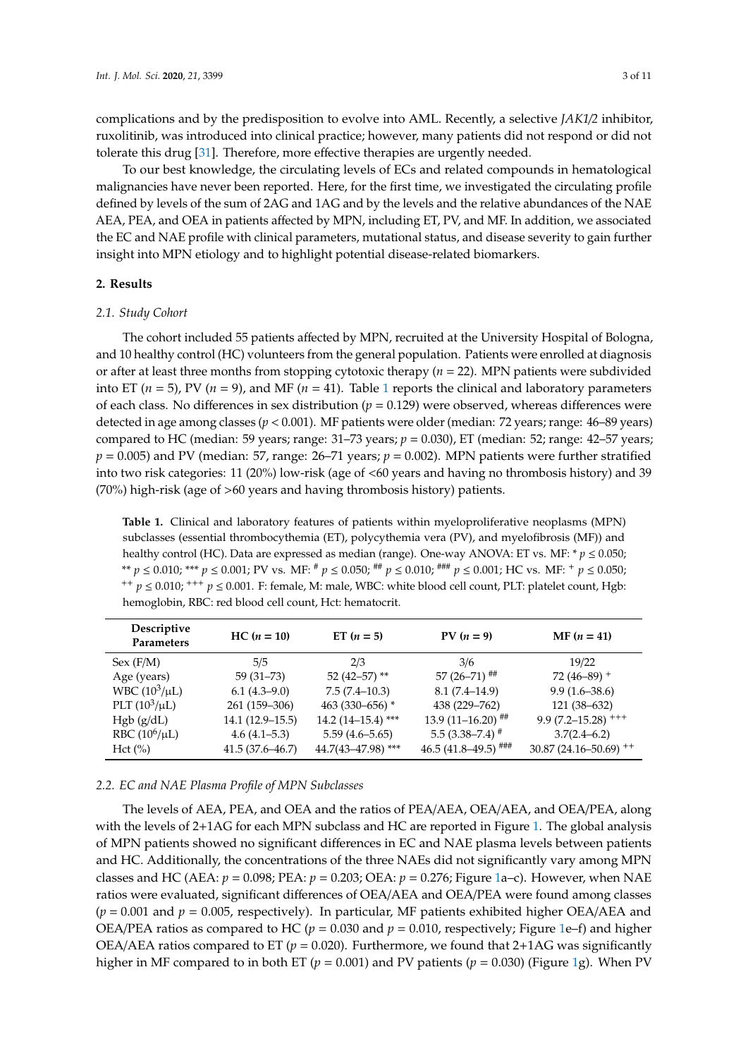complications and by the predisposition to evolve into AML. Recently, a selective *JAK1/2* inhibitor, ruxolitinib, was introduced into clinical practice; however, many patients did not respond or did not tolerate this drug [31]. Therefore, more effective therapies are urgently needed.

To our best knowledge, the circulating levels of ECs and related compounds in hematological malignancies have never been reported. Here, for the first time, we investigated the circulating profile defined by levels of the sum of 2AG and 1AG and by the levels and the relative abundances of the NAE AEA, PEA, and OEA in patients affected by MPN, including ET, PV, and MF. In addition, we associated the EC and NAE profile with clinical parameters, mutational status, and disease severity to gain further insight into MPN etiology and to highlight potential disease-related biomarkers.

## 2. Results

### *2.1. Study Cohort*

The cohort included 55 patients affected by MPN, recruited at the University Hospital of Bologna, and 10 healthy control (HC) volunteers from the general population. Patients were enrolled at diagnosis or after at least three months from stopping cytotoxic therapy ($n = 22$). MPN patients were subdivided into ET ($n = 5$), PV ($n = 9$), and MF ($n = 41$). Table 1 reports the clinical and laboratory parameters of each class. No differences in sex distribution ($p = 0.129$) were observed, whereas differences were detected in age among classes ($p < 0.001$). MF patients were older (median: 72 years; range: 46–89 years) compared to HC (median: 59 years; range: 31–73 years; $p = 0.030$), ET (median: 52; range: 42–57 years; $p = 0.005$) and PV (median: 57, range: 26–71 years; $p = 0.002$). MPN patients were further stratified into two risk categories: 11 (20%) low-risk (age of <60 years and having no thrombosis history) and 39 (70%) high-risk (age of >60 years and having thrombosis history) patients.

**Table 1.** Clinical and laboratory features of patients within myeloproliferative neoplasms (MPN) subclasses (essential thrombocythemia (ET), polycythemia vera (PV), and myelofibrosis (MF)) and healthy control (HC). Data are expressed as median (range). One-way ANOVA: ET vs. MF: * $p \leq 0.050$; ** $p \leq 0.010$; *** $p \leq 0.001$; PV vs. MF: # $p \leq 0.050$; ## $p \leq 0.010$; ### $p \leq 0.001$; HC vs. MF: + $p \leq 0.050$; ++ $p \leq 0.010$; +++ $p \leq 0.001$. F: female, M: male, WBC: white blood cell count, PLT: platelet count, Hgb: hemoglobin, RBC: red blood cell count, Hct: hematocrit.

| Descriptive Parameters | HC ($n = 10$) | ET ($n = 5$) | PV ($n = 9$) | MF ($n = 41$) |
|---|---|---|---|---|
| Sex (F/M) | 5/5 | 2/3 | 3/6 | 19/22 |
| Age (years) | 59 (31–73) | 52 (42–57) ** | 57 (26–71) ## | 72 (46–89) + |
| WBC ($10^3$/μL) | 6.1 (4.3–9.0) | 7.5 (7.4–10.3) | 8.1 (7.4–14.9) | 9.9 (1.6–38.6) |
| PLT ($10^3$/μL) | 261 (159–306) | 463 (330–656) * | 438 (229–762) | 121 (38–632) |
| Hgb (g/dL) | 14.1 (12.9–15.5) | 14.2 (14–15.4) *** | 13.9 (11–16.20) ## | 9.9 (7.2–15.28) +++ |
| RBC ($10^6$/μL) | 4.6 (4.1–5.3) | 5.59 (4.6–5.65) | 5.5 (3.38–7.4) # | 3.7(2.4–6.2) |
| Hct (%) | 41.5 (37.6–46.7) | 44.7(43–47.98) *** | 46.5 (41.8–49.5) ### | 30.87 (24.16–50.69) ++ |

### *2.2. EC and NAE Plasma Profile of MPN Subclasses*

The levels of AEA, PEA, and OEA and the ratios of PEA/AEA, OEA/AEA, and OEA/PEA, along with the levels of 2+1AG for each MPN subclass and HC are reported in Figure 1. The global analysis of MPN patients showed no significant differences in EC and NAE plasma levels between patients and HC. Additionally, the concentrations of the three NAEs did not significantly vary among MPN classes and HC (AEA: $p = 0.098$; PEA: $p = 0.203$; OEA: $p = 0.276$; Figure 1a–c). However, when NAE ratios were evaluated, significant differences of OEA/AEA and OEA/PEA were found among classes ($p = 0.001$ and $p = 0.005$, respectively). In particular, MF patients exhibited higher OEA/AEA and OEA/PEA ratios as compared to HC ($p = 0.030$ and $p = 0.010$, respectively; Figure 1e–f) and higher OEA/AEA ratios compared to ET ($p = 0.020$). Furthermore, we found that 2+1AG was significantly higher in MF compared to in both ET ($p = 0.001$) and PV patients ($p = 0.030$) (Figure 1g). When PV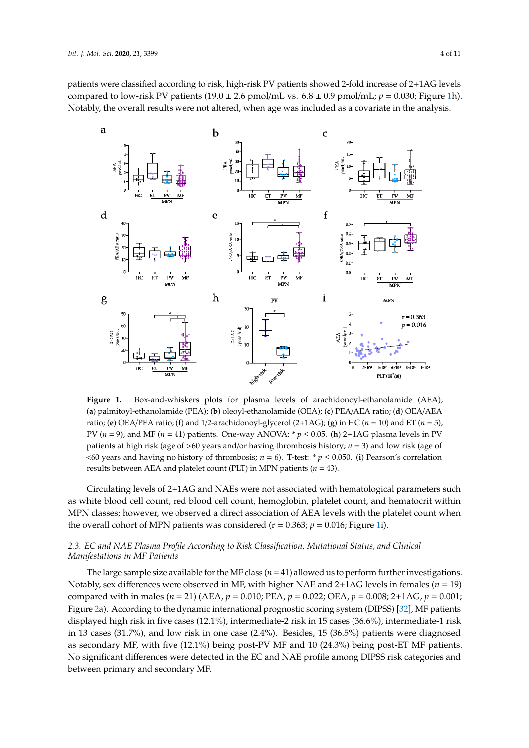patients were classified according to risk, high-risk PV patients showed 2-fold increase of 2+1AG levels compared to low-risk PV patients (19.0 ± 2.6 pmol/mL vs. 6.8 ± 0.9 pmol/mL; $p = 0.030$; Figure 1h). Notably, the overall results were not altered, when age was included as a covariate in the analysis.

**Figure 1.** Box-and-whiskers plots for plasma levels of arachidonoyl-ethanolamide (AEA), (**a**) palmitoyl-ethanolamide (PEA); (**b**) oleoyl-ethanolamide (OEA); (**c**) PEA/AEA ratio; (**d**) OEA/AEA ratio; (**e**) OEA/PEA ratio; (**f**) and 1/2-arachidonoyl-glycerol (2+1AG); (**g**) in HC ($n = 10$) and ET ($n = 5$), PV ($n = 9$), and MF ($n = 41$) patients. One-way ANOVA: * $p \leq 0.05$. (**h**) 2+1AG plasma levels in PV patients at high risk (age of >60 years and/or having thrombosis history; $n = 3$) and low risk (age of <60 years and having no history of thrombosis; $n = 6$). T-test: * $p \leq 0.050$. (**i**) Pearson's correlation results between AEA and platelet count (PLT) in MPN patients ($n = 43$).

Circulating levels of 2+1AG and NAEs were not associated with hematological parameters such as white blood cell count, red blood cell count, hemoglobin, platelet count, and hematocrit within MPN classes; however, we observed a direct association of AEA levels with the platelet count when the overall cohort of MPN patients was considered ($r = 0.363$; $p = 0.016$; Figure 1i).

### *2.3. EC and NAE Plasma Profile According to Risk Classification, Mutational Status, and Clinical Manifestations in MF Patients*

The large sample size available for the MF class ($n = 41$) allowed us to perform further investigations. Notably, sex differences were observed in MF, with higher NAE and 2+1AG levels in females ($n = 19$) compared with in males ($n = 21$) (AEA, $p = 0.010$; PEA, $p = 0.022$; OEA, $p = 0.008$; 2+1AG, $p = 0.001$; Figure 2a). According to the dynamic international prognostic scoring system (DIPSS) [32], MF patients displayed high risk in five cases (12.1%), intermediate-2 risk in 15 cases (36.6%), intermediate-1 risk in 13 cases (31.7%), and low risk in one case (2.4%). Besides, 15 (36.5%) patients were diagnosed as secondary MF, with five (12.1%) being post-PV MF and 10 (24.3%) being post-ET MF patients. No significant differences were detected in the EC and NAE profile among DIPSS risk categories and between primary and secondary MF.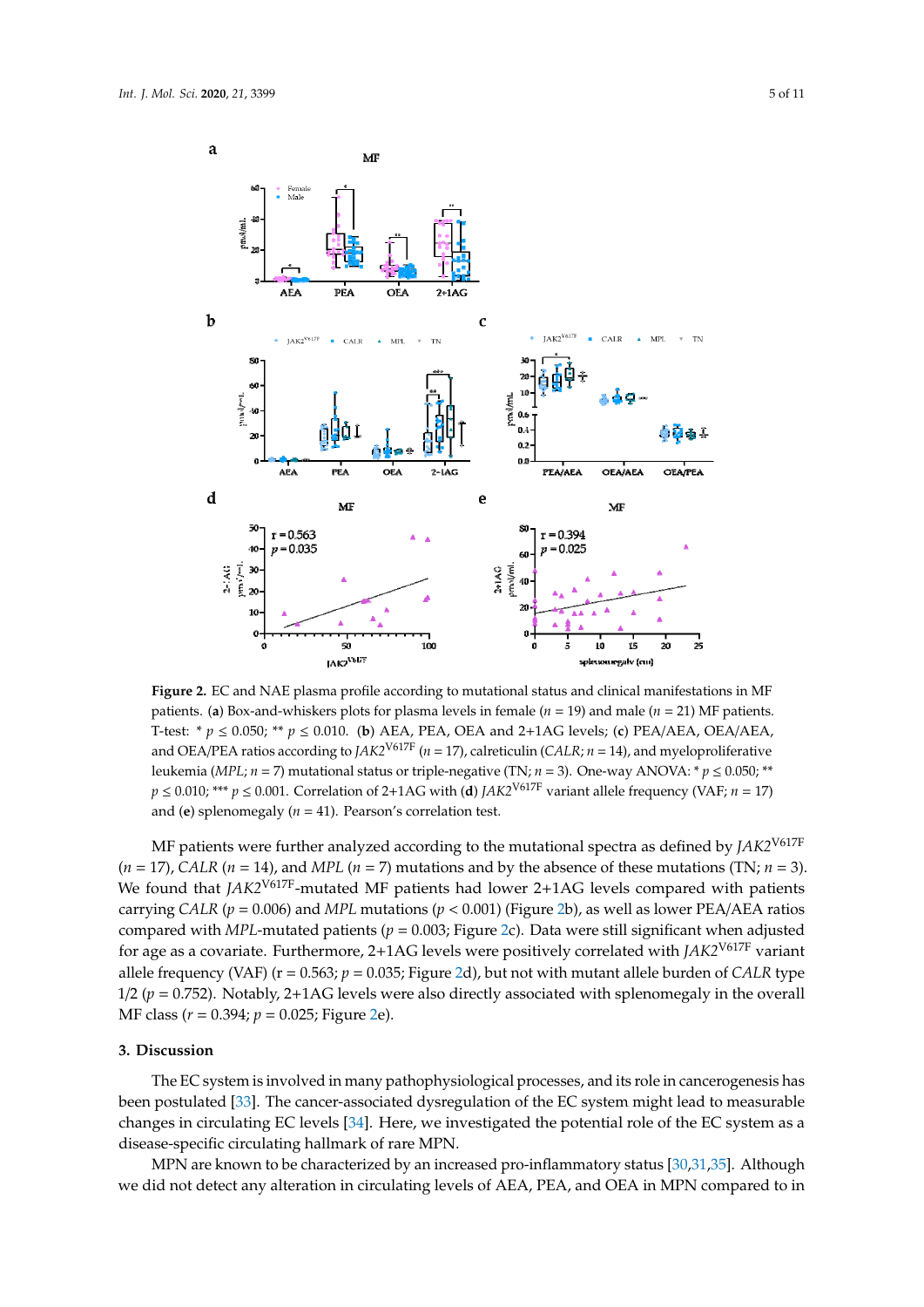**Figure 2.** EC and NAE plasma profile according to mutational status and clinical manifestations in MF patients. (**a**) Box-and-whiskers plots for plasma levels in female ($n$ = 19) and male ($n$ = 21) MF patients. T-test: * $p \leq 0.050$; ** $p \leq 0.010$. (**b**) AEA, PEA, OEA and 2+1AG levels; (**c**) PEA/AEA, OEA/AEA, and OEA/PEA ratios according to *JAK2*$^{V617F}$ ($n$ = 17), calreticulin (*CALR*; $n$ = 14), and myeloproliferative leukemia (*MPL*; $n$ = 7) mutational status or triple-negative (TN; $n$ = 3). One-way ANOVA: * $p \leq 0.050$; ** $p \leq 0.010$; *** $p \leq 0.001$. Correlation of 2+1AG with (**d**) *JAK2*$^{V617F}$ variant allele frequency (VAF; $n$ = 17) and (**e**) splenomegaly ($n$ = 41). Pearson's correlation test.

MF patients were further analyzed according to the mutational spectra as defined by *JAK2*$^{V617F}$ ($n$ = 17), *CALR* ($n$ = 14), and *MPL* ($n$ = 7) mutations and by the absence of these mutations (TN; $n$ = 3). We found that *JAK2*$^{V617F}$-mutated MF patients had lower 2+1AG levels compared with patients carrying *CALR* ($p$ = 0.006) and *MPL* mutations ($p < 0.001$) (Figure 2b), as well as lower PEA/AEA ratios compared with *MPL*-mutated patients ($p$ = 0.003; Figure 2c). Data were still significant when adjusted for age as a covariate. Furthermore, 2+1AG levels were positively correlated with *JAK2*$^{V617F}$ variant allele frequency (VAF) (r = 0.563; $p$ = 0.035; Figure 2d), but not with mutant allele burden of *CALR* type 1/2 ($p$ = 0.752). Notably, 2+1AG levels were also directly associated with splenomegaly in the overall MF class ($r$ = 0.394; $p$ = 0.025; Figure 2e).

## 3. Discussion

The EC system is involved in many pathophysiological processes, and its role in cancerogenesis has been postulated [33]. The cancer-associated dysregulation of the EC system might lead to measurable changes in circulating EC levels [34]. Here, we investigated the potential role of the EC system as a disease-specific circulating hallmark of rare MPN.

MPN are known to be characterized by an increased pro-inflammatory status [30,31,35]. Although we did not detect any alteration in circulating levels of AEA, PEA, and OEA in MPN compared to in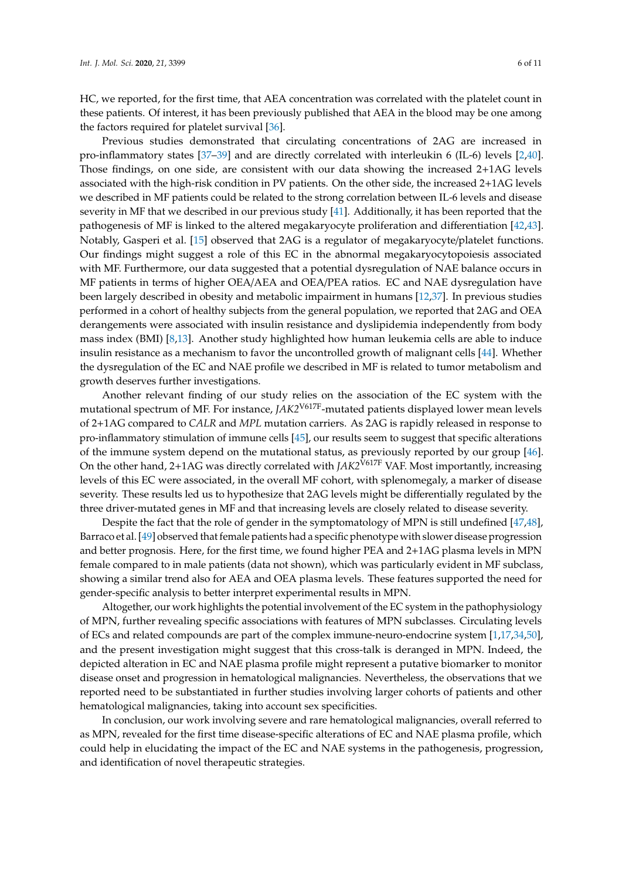HC, we reported, for the first time, that AEA concentration was correlated with the platelet count in these patients. Of interest, it has been previously published that AEA in the blood may be one among the factors required for platelet survival [36].

Previous studies demonstrated that circulating concentrations of 2AG are increased in pro-inflammatory states [37–39] and are directly correlated with interleukin 6 (IL-6) levels [2,40]. Those findings, on one side, are consistent with our data showing the increased 2+1AG levels associated with the high-risk condition in PV patients. On the other side, the increased 2+1AG levels we described in MF patients could be related to the strong correlation between IL-6 levels and disease severity in MF that we described in our previous study [41]. Additionally, it has been reported that the pathogenesis of MF is linked to the altered megakaryocyte proliferation and differentiation [42,43]. Notably, Gasperi et al. [15] observed that 2AG is a regulator of megakaryocyte/platelet functions. Our findings might suggest a role of this EC in the abnormal megakaryocytopoiesis associated with MF. Furthermore, our data suggested that a potential dysregulation of NAE balance occurs in MF patients in terms of higher OEA/AEA and OEA/PEA ratios. EC and NAE dysregulation have been largely described in obesity and metabolic impairment in humans [12,37]. In previous studies performed in a cohort of healthy subjects from the general population, we reported that 2AG and OEA derangements were associated with insulin resistance and dyslipidemia independently from body mass index (BMI) [8,13]. Another study highlighted how human leukemia cells are able to induce insulin resistance as a mechanism to favor the uncontrolled growth of malignant cells [44]. Whether the dysregulation of the EC and NAE profile we described in MF is related to tumor metabolism and growth deserves further investigations.

Another relevant finding of our study relies on the association of the EC system with the mutational spectrum of MF. For instance, *JAK2*$^{V617F}$-mutated patients displayed lower mean levels of 2+1AG compared to *CALR* and *MPL* mutation carriers. As 2AG is rapidly released in response to pro-inflammatory stimulation of immune cells [45], our results seem to suggest that specific alterations of the immune system depend on the mutational status, as previously reported by our group [46]. On the other hand, 2+1AG was directly correlated with *JAK2*$^{V617F}$ VAF. Most importantly, increasing levels of this EC were associated, in the overall MF cohort, with splenomegaly, a marker of disease severity. These results led us to hypothesize that 2AG levels might be differentially regulated by the three driver-mutated genes in MF and that increasing levels are closely related to disease severity.

Despite the fact that the role of gender in the symptomatology of MPN is still undefined [47,48], Barraco et al. [49] observed that female patients had a specific phenotype with slower disease progression and better prognosis. Here, for the first time, we found higher PEA and 2+1AG plasma levels in MPN female compared to in male patients (data not shown), which was particularly evident in MF subclass, showing a similar trend also for AEA and OEA plasma levels. These features supported the need for gender-specific analysis to better interpret experimental results in MPN.

Altogether, our work highlights the potential involvement of the EC system in the pathophysiology of MPN, further revealing specific associations with features of MPN subclasses. Circulating levels of ECs and related compounds are part of the complex immune-neuro-endocrine system [1,17,34,50], and the present investigation might suggest that this cross-talk is deranged in MPN. Indeed, the depicted alteration in EC and NAE plasma profile might represent a putative biomarker to monitor disease onset and progression in hematological malignancies. Nevertheless, the observations that we reported need to be substantiated in further studies involving larger cohorts of patients and other hematological malignancies, taking into account sex specificities.

In conclusion, our work involving severe and rare hematological malignancies, overall referred to as MPN, revealed for the first time disease-specific alterations of EC and NAE plasma profile, which could help in elucidating the impact of the EC and NAE systems in the pathogenesis, progression, and identification of novel therapeutic strategies.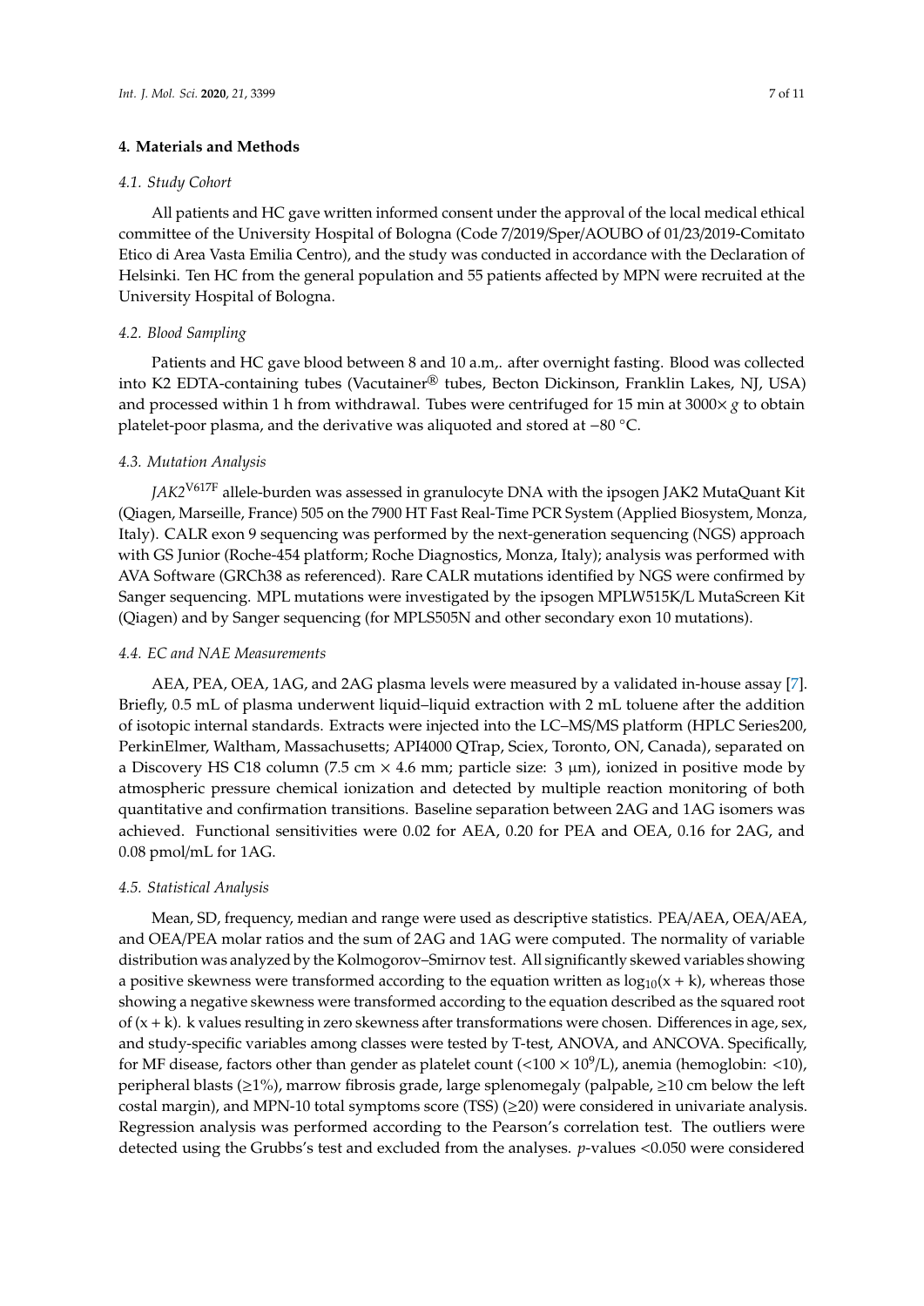## 4. Materials and Methods

### *4.1. Study Cohort*

All patients and HC gave written informed consent under the approval of the local medical ethical committee of the University Hospital of Bologna (Code 7/2019/Sper/AOUBO of 01/23/2019-Comitato Etico di Area Vasta Emilia Centro), and the study was conducted in accordance with the Declaration of Helsinki. Ten HC from the general population and 55 patients affected by MPN were recruited at the University Hospital of Bologna.

### *4.2. Blood Sampling*

Patients and HC gave blood between 8 and 10 a.m,. after overnight fasting. Blood was collected into K2 EDTA-containing tubes (Vacutainer® tubes, Becton Dickinson, Franklin Lakes, NJ, USA) and processed within 1 h from withdrawal. Tubes were centrifuged for 15 min at 3000× *g* to obtain platelet-poor plasma, and the derivative was aliquoted and stored at −80 °C.

### *4.3. Mutation Analysis*

*JAK2*$^{V617F}$ allele-burden was assessed in granulocyte DNA with the ipsogen JAK2 MutaQuant Kit (Qiagen, Marseille, France) 505 on the 7900 HT Fast Real-Time PCR System (Applied Biosystem, Monza, Italy). CALR exon 9 sequencing was performed by the next-generation sequencing (NGS) approach with GS Junior (Roche-454 platform; Roche Diagnostics, Monza, Italy); analysis was performed with AVA Software (GRCh38 as referenced). Rare CALR mutations identified by NGS were confirmed by Sanger sequencing. MPL mutations were investigated by the ipsogen MPLW515K/L MutaScreen Kit (Qiagen) and by Sanger sequencing (for MPLS505N and other secondary exon 10 mutations).

### *4.4. EC and NAE Measurements*

AEA, PEA, OEA, 1AG, and 2AG plasma levels were measured by a validated in-house assay [7]. Briefly, 0.5 mL of plasma underwent liquid–liquid extraction with 2 mL toluene after the addition of isotopic internal standards. Extracts were injected into the LC–MS/MS platform (HPLC Series200, PerkinElmer, Waltham, Massachusetts; API4000 QTrap, Sciex, Toronto, ON, Canada), separated on a Discovery HS C18 column (7.5 cm × 4.6 mm; particle size: 3 μm), ionized in positive mode by atmospheric pressure chemical ionization and detected by multiple reaction monitoring of both quantitative and confirmation transitions. Baseline separation between 2AG and 1AG isomers was achieved. Functional sensitivities were 0.02 for AEA, 0.20 for PEA and OEA, 0.16 for 2AG, and 0.08 pmol/mL for 1AG.

### *4.5. Statistical Analysis*

Mean, SD, frequency, median and range were used as descriptive statistics. PEA/AEA, OEA/AEA, and OEA/PEA molar ratios and the sum of 2AG and 1AG were computed. The normality of variable distribution was analyzed by the Kolmogorov–Smirnov test. All significantly skewed variables showing a positive skewness were transformed according to the equation written as $\log_{10}(x + k)$, whereas those showing a negative skewness were transformed according to the equation described as the squared root of $(x + k)$. k values resulting in zero skewness after transformations were chosen. Differences in age, sex, and study-specific variables among classes were tested by T-test, ANOVA, and ANCOVA. Specifically, for MF disease, factors other than gender as platelet count ($<100 \times 10^9$/L), anemia (hemoglobin: <10), peripheral blasts (≥1%), marrow fibrosis grade, large splenomegaly (palpable, ≥10 cm below the left costal margin), and MPN-10 total symptoms score (TSS) (≥20) were considered in univariate analysis. Regression analysis was performed according to the Pearson's correlation test. The outliers were detected using the Grubbs's test and excluded from the analyses. *p*-values <0.050 were considered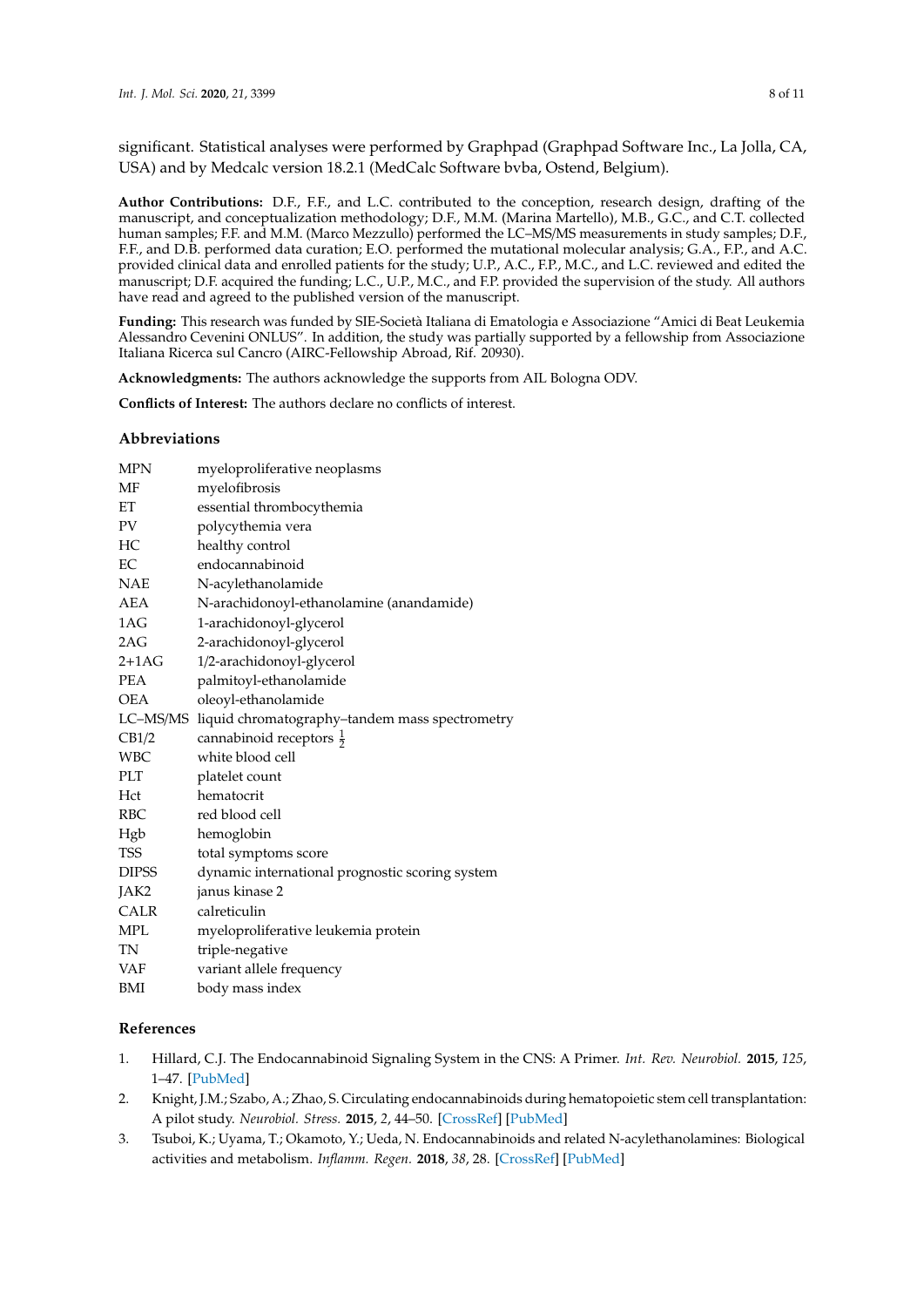significant. Statistical analyses were performed by Graphpad (Graphpad Software Inc., La Jolla, CA, USA) and by Medcalc version 18.2.1 (MedCalc Software bvba, Ostend, Belgium).

**Author Contributions:** D.F., F.F., and L.C. contributed to the conception, research design, drafting of the manuscript, and conceptualization methodology; D.F., M.M. (Marina Martello), M.B., G.C., and C.T. collected human samples; F.F. and M.M. (Marco Mezzullo) performed the LC–MS/MS measurements in study samples; D.F., F.F., and D.B. performed data curation; E.O. performed the mutational molecular analysis; G.A., F.P., and A.C. provided clinical data and enrolled patients for the study; U.P., A.C., F.P., M.C., and L.C. reviewed and edited the manuscript; D.F. acquired the funding; L.C., U.P., M.C., and F.P. provided the supervision of the study. All authors have read and agreed to the published version of the manuscript.

**Funding:** This research was funded by SIE-Società Italiana di Ematologia e Associazione "Amici di Beat Leukemia Alessandro Cevenini ONLUS". In addition, the study was partially supported by a fellowship from Associazione Italiana Ricerca sul Cancro (AIRC-Fellowship Abroad, Rif. 20930).

**Acknowledgments:** The authors acknowledge the supports from AIL Bologna ODV.

**Conflicts of Interest:** The authors declare no conflicts of interest.

## Abbreviations

| | |
|---|---|
| MPN | myeloproliferative neoplasms |
| MF | myelofibrosis |
| ET | essential thrombocythemia |
| PV | polycythemia vera |
| HC | healthy control |
| EC | endocannabinoid |
| NAE | N-acylethanolamide |
| AEA | N-arachidonoyl-ethanolamine (anandamide) |
| 1AG | 1-arachidonoyl-glycerol |
| 2AG | 2-arachidonoyl-glycerol |
| 2+1AG | 1/2-arachidonoyl-glycerol |
| PEA | palmitoyl-ethanolamide |
| OEA | oleoyl-ethanolamide |
| LC–MS/MS | liquid chromatography–tandem mass spectrometry |
| CB1/2 | cannabinoid receptors $\frac{1}{2}$ |
| WBC | white blood cell |
| PLT | platelet count |
| Hct | hematocrit |
| RBC | red blood cell |
| Hgb | hemoglobin |
| TSS | total symptoms score |
| DIPSS | dynamic international prognostic scoring system |
| JAK2 | janus kinase 2 |
| CALR | calreticulin |
| MPL | myeloproliferative leukemia protein |
| TN | triple-negative |
| VAF | variant allele frequency |
| BMI | body mass index |

## References

1. Hillard, C.J. The Endocannabinoid Signaling System in the CNS: A Primer. *Int. Rev. Neurobiol.* **2015**, *125*, 1–47. [PubMed]
2. Knight, J.M.; Szabo, A.; Zhao, S. Circulating endocannabinoids during hematopoietic stem cell transplantation: A pilot study. *Neurobiol. Stress.* **2015**, *2*, 44–50. [CrossRef] [PubMed]
3. Tsuboi, K.; Uyama, T.; Okamoto, Y.; Ueda, N. Endocannabinoids and related N-acylethanolamines: Biological activities and metabolism. *Inflamm. Regen.* **2018**, *38*, 28. [CrossRef] [PubMed]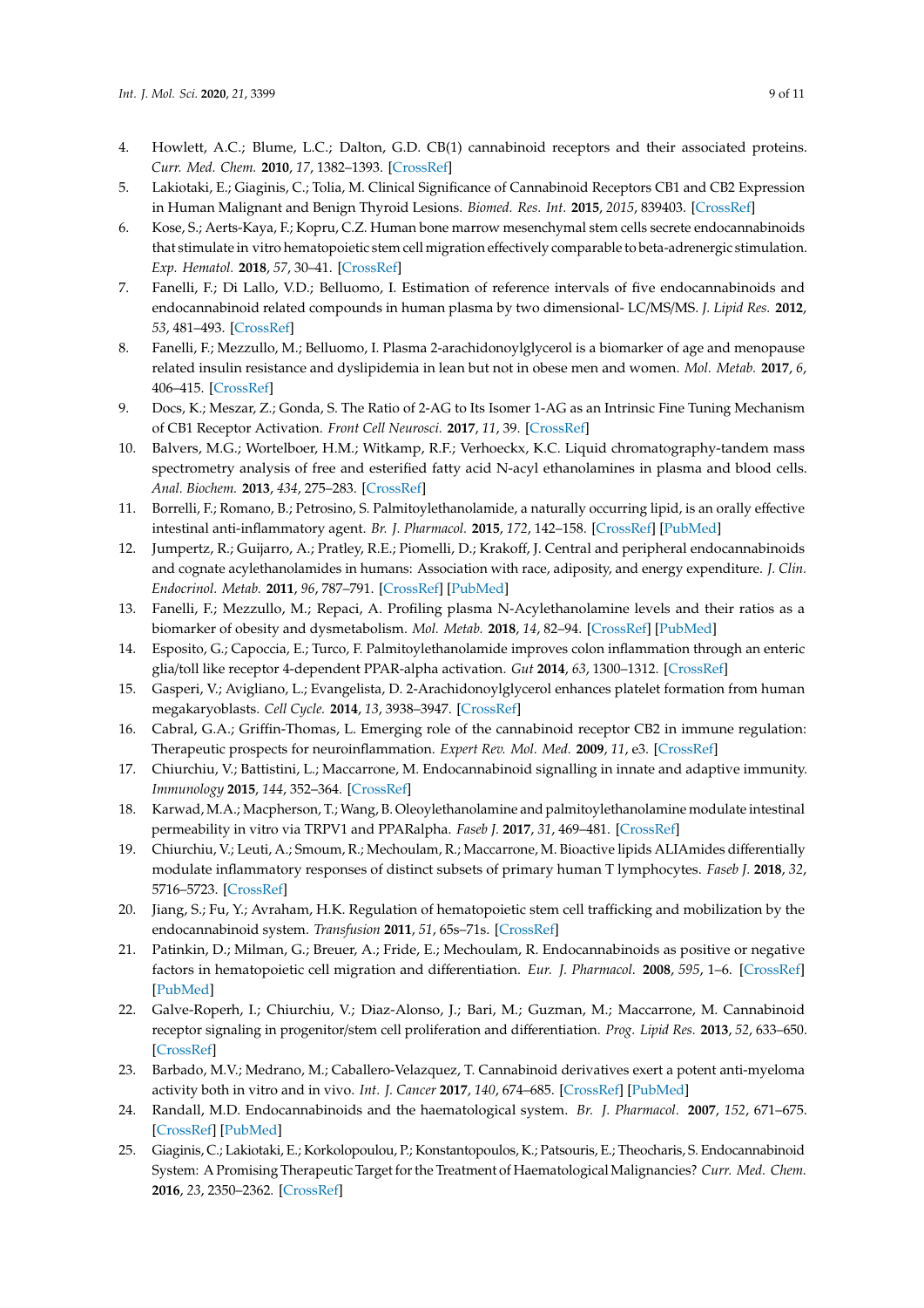4. Howlett, A.C.; Blume, L.C.; Dalton, G.D. CB(1) cannabinoid receptors and their associated proteins. *Curr. Med. Chem.* **2010**, *17*, 1382–1393. [CrossRef]
5. Lakiotaki, E.; Giaginis, C.; Tolia, M. Clinical Significance of Cannabinoid Receptors CB1 and CB2 Expression in Human Malignant and Benign Thyroid Lesions. *Biomed. Res. Int.* **2015**, *2015*, 839403. [CrossRef]
6. Kose, S.; Aerts-Kaya, F.; Kopru, C.Z. Human bone marrow mesenchymal stem cells secrete endocannabinoids that stimulate in vitro hematopoietic stem cell migration effectively comparable to beta-adrenergic stimulation. *Exp. Hematol.* **2018**, *57*, 30–41. [CrossRef]
7. Fanelli, F.; Di Lallo, V.D.; Belluomo, I. Estimation of reference intervals of five endocannabinoids and endocannabinoid related compounds in human plasma by two dimensional- LC/MS/MS. *J. Lipid Res.* **2012**, *53*, 481–493. [CrossRef]
8. Fanelli, F.; Mezzullo, M.; Belluomo, I. Plasma 2-arachidonoylglycerol is a biomarker of age and menopause related insulin resistance and dyslipidemia in lean but not in obese men and women. *Mol. Metab.* **2017**, *6*, 406–415. [CrossRef]
9. Docs, K.; Meszar, Z.; Gonda, S. The Ratio of 2-AG to Its Isomer 1-AG as an Intrinsic Fine Tuning Mechanism of CB1 Receptor Activation. *Front Cell Neurosci.* **2017**, *11*, 39. [CrossRef]
10. Balvers, M.G.; Wortelboer, H.M.; Witkamp, R.F.; Verhoeckx, K.C. Liquid chromatography-tandem mass spectrometry analysis of free and esterified fatty acid N-acyl ethanolamines in plasma and blood cells. *Anal. Biochem.* **2013**, *434*, 275–283. [CrossRef]
11. Borrelli, F.; Romano, B.; Petrosino, S. Palmitoylethanolamide, a naturally occurring lipid, is an orally effective intestinal anti-inflammatory agent. *Br. J. Pharmacol.* **2015**, *172*, 142–158. [CrossRef] [PubMed]
12. Jumpertz, R.; Guijarro, A.; Pratley, R.E.; Piomelli, D.; Krakoff, J. Central and peripheral endocannabinoids and cognate acylethanolamides in humans: Association with race, adiposity, and energy expenditure. *J. Clin. Endocrinol. Metab.* **2011**, *96*, 787–791. [CrossRef] [PubMed]
13. Fanelli, F.; Mezzullo, M.; Repaci, A. Profiling plasma N-Acylethanolamine levels and their ratios as a biomarker of obesity and dysmetabolism. *Mol. Metab.* **2018**, *14*, 82–94. [CrossRef] [PubMed]
14. Esposito, G.; Capoccia, E.; Turco, F. Palmitoylethanolamide improves colon inflammation through an enteric glia/toll like receptor 4-dependent PPAR-alpha activation. *Gut* **2014**, *63*, 1300–1312. [CrossRef]
15. Gasperi, V.; Avigliano, L.; Evangelista, D. 2-Arachidonoylglycerol enhances platelet formation from human megakaryoblasts. *Cell Cycle.* **2014**, *13*, 3938–3947. [CrossRef]
16. Cabral, G.A.; Griffin-Thomas, L. Emerging role of the cannabinoid receptor CB2 in immune regulation: Therapeutic prospects for neuroinflammation. *Expert Rev. Mol. Med.* **2009**, *11*, e3. [CrossRef]
17. Chiurchiu, V.; Battistini, L.; Maccarrone, M. Endocannabinoid signalling in innate and adaptive immunity. *Immunology* **2015**, *144*, 352–364. [CrossRef]
18. Karwad, M.A.; Macpherson, T.; Wang, B. Oleoylethanolamine and palmitoylethanolamine modulate intestinal permeability in vitro via TRPV1 and PPARalpha. *Faseb J.* **2017**, *31*, 469–481. [CrossRef]
19. Chiurchiu, V.; Leuti, A.; Smoum, R.; Mechoulam, R.; Maccarrone, M. Bioactive lipids ALIAmides differentially modulate inflammatory responses of distinct subsets of primary human T lymphocytes. *Faseb J.* **2018**, *32*, 5716–5723. [CrossRef]
20. Jiang, S.; Fu, Y.; Avraham, H.K. Regulation of hematopoietic stem cell trafficking and mobilization by the endocannabinoid system. *Transfusion* **2011**, *51*, 65s–71s. [CrossRef]
21. Patinkin, D.; Milman, G.; Breuer, A.; Fride, E.; Mechoulam, R. Endocannabinoids as positive or negative factors in hematopoietic cell migration and differentiation. *Eur. J. Pharmacol.* **2008**, *595*, 1–6. [CrossRef] [PubMed]
22. Galve-Roperh, I.; Chiurchiu, V.; Diaz-Alonso, J.; Bari, M.; Guzman, M.; Maccarrone, M. Cannabinoid receptor signaling in progenitor/stem cell proliferation and differentiation. *Prog. Lipid Res.* **2013**, *52*, 633–650. [CrossRef]
23. Barbado, M.V.; Medrano, M.; Caballero-Velazquez, T. Cannabinoid derivatives exert a potent anti-myeloma activity both in vitro and in vivo. *Int. J. Cancer* **2017**, *140*, 674–685. [CrossRef] [PubMed]
24. Randall, M.D. Endocannabinoids and the haematological system. *Br. J. Pharmacol.* **2007**, *152*, 671–675. [CrossRef] [PubMed]
25. Giaginis, C.; Lakiotaki, E.; Korkolopoulou, P.; Konstantopoulos, K.; Patsouris, E.; Theocharis, S. Endocannabinoid System: A Promising Therapeutic Target for the Treatment of Haematological Malignancies? *Curr. Med. Chem.* **2016**, *23*, 2350–2362. [CrossRef]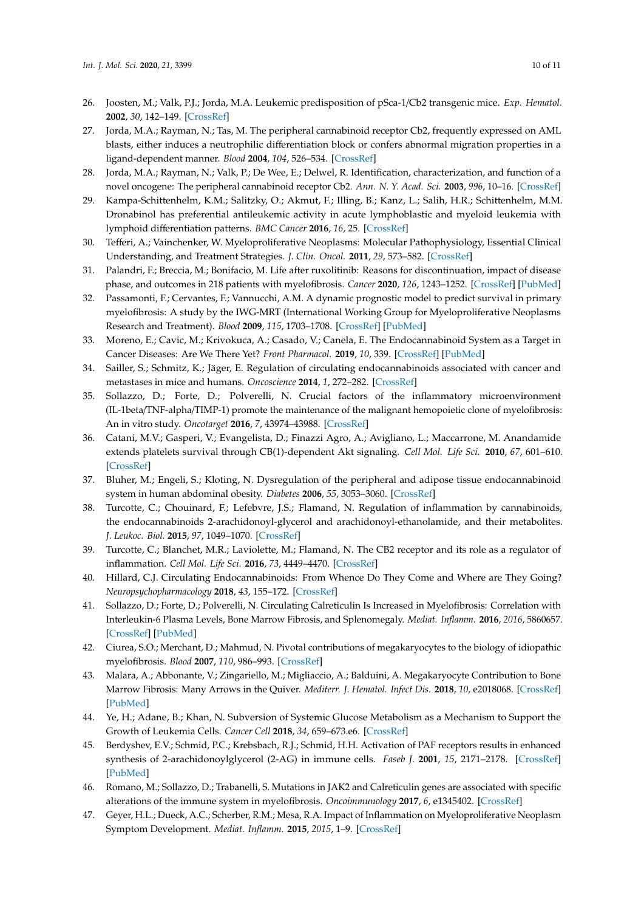26. Joosten, M.; Valk, P.J.; Jorda, M.A. Leukemic predisposition of pSca-1/Cb2 transgenic mice. *Exp. Hematol.* **2002**, *30*, 142–149. [CrossRef]
27. Jorda, M.A.; Rayman, N.; Tas, M. The peripheral cannabinoid receptor Cb2, frequently expressed on AML blasts, either induces a neutrophilic differentiation block or confers abnormal migration properties in a ligand-dependent manner. *Blood* **2004**, *104*, 526–534. [CrossRef]
28. Jorda, M.A.; Rayman, N.; Valk, P.; De Wee, E.; Delwel, R. Identification, characterization, and function of a novel oncogene: The peripheral cannabinoid receptor Cb2. *Ann. N. Y. Acad. Sci.* **2003**, *996*, 10–16. [CrossRef]
29. Kampa-Schittenhelm, K.M.; Salitzky, O.; Akmut, F.; Illing, B.; Kanz, L.; Salih, H.R.; Schittenhelm, M.M. Dronabinol has preferential antileukemic activity in acute lymphoblastic and myeloid leukemia with lymphoid differentiation patterns. *BMC Cancer* **2016**, *16*, 25. [CrossRef]
30. Tefferi, A.; Vainchenker, W. Myeloproliferative Neoplasms: Molecular Pathophysiology, Essential Clinical Understanding, and Treatment Strategies. *J. Clin. Oncol.* **2011**, *29*, 573–582. [CrossRef]
31. Palandri, F.; Breccia, M.; Bonifacio, M. Life after ruxolitinib: Reasons for discontinuation, impact of disease phase, and outcomes in 218 patients with myelofibrosis. *Cancer* **2020**, *126*, 1243–1252. [CrossRef] [PubMed]
32. Passamonti, F.; Cervantes, F.; Vannucchi, A.M. A dynamic prognostic model to predict survival in primary myelofibrosis: A study by the IWG-MRT (International Working Group for Myeloproliferative Neoplasms Research and Treatment). *Blood* **2009**, *115*, 1703–1708. [CrossRef] [PubMed]
33. Moreno, E.; Cavic, M.; Krivokuca, A.; Casado, V.; Canela, E. The Endocannabinoid System as a Target in Cancer Diseases: Are We There Yet? *Front Pharmacol.* **2019**, *10*, 339. [CrossRef] [PubMed]
34. Sailler, S.; Schmitz, K.; Jäger, E. Regulation of circulating endocannabinoids associated with cancer and metastases in mice and humans. *Oncoscience* **2014**, *1*, 272–282. [CrossRef]
35. Sollazzo, D.; Forte, D.; Polverelli, N. Crucial factors of the inflammatory microenvironment (IL-1beta/TNF-alpha/TIMP-1) promote the maintenance of the malignant hemopoietic clone of myelofibrosis: An in vitro study. *Oncotarget* **2016**, *7*, 43974–43988. [CrossRef]
36. Catani, M.V.; Gasperi, V.; Evangelista, D.; Finazzi Agro, A.; Avigliano, L.; Maccarrone, M. Anandamide extends platelets survival through CB(1)-dependent Akt signaling. *Cell Mol. Life Sci.* **2010**, *67*, 601–610. [CrossRef]
37. Bluher, M.; Engeli, S.; Kloting, N. Dysregulation of the peripheral and adipose tissue endocannabinoid system in human abdominal obesity. *Diabetes* **2006**, *55*, 3053–3060. [CrossRef]
38. Turcotte, C.; Chouinard, F.; Lefebvre, J.S.; Flamand, N. Regulation of inflammation by cannabinoids, the endocannabinoids 2-arachidonoyl-glycerol and arachidonoyl-ethanolamide, and their metabolites. *J. Leukoc. Biol.* **2015**, *97*, 1049–1070. [CrossRef]
39. Turcotte, C.; Blanchet, M.R.; Laviolette, M.; Flamand, N. The CB2 receptor and its role as a regulator of inflammation. *Cell Mol. Life Sci.* **2016**, *73*, 4449–4470. [CrossRef]
40. Hillard, C.J. Circulating Endocannabinoids: From Whence Do They Come and Where are They Going? *Neuropsychopharmacology* **2018**, *43*, 155–172. [CrossRef]
41. Sollazzo, D.; Forte, D.; Polverelli, N. Circulating Calreticulin Is Increased in Myelofibrosis: Correlation with Interleukin-6 Plasma Levels, Bone Marrow Fibrosis, and Splenomegaly. *Mediat. Inflamm.* **2016**, *2016*, 5860657. [CrossRef] [PubMed]
42. Ciurea, S.O.; Merchant, D.; Mahmud, N. Pivotal contributions of megakaryocytes to the biology of idiopathic myelofibrosis. *Blood* **2007**, *110*, 986–993. [CrossRef]
43. Malara, A.; Abbonante, V.; Zingariello, M.; Migliaccio, A.; Balduini, A. Megakaryocyte Contribution to Bone Marrow Fibrosis: Many Arrows in the Quiver. *Mediterr. J. Hematol. Infect Dis.* **2018**, *10*, e2018068. [CrossRef] [PubMed]
44. Ye, H.; Adane, B.; Khan, N. Subversion of Systemic Glucose Metabolism as a Mechanism to Support the Growth of Leukemia Cells. *Cancer Cell* **2018**, *34*, 659–673.e6. [CrossRef]
45. Berdyshev, E.V.; Schmid, P.C.; Krebsbach, R.J.; Schmid, H.H. Activation of PAF receptors results in enhanced synthesis of 2-arachidonoylglycerol (2-AG) in immune cells. *Faseb J.* **2001**, *15*, 2171–2178. [CrossRef] [PubMed]
46. Romano, M.; Sollazzo, D.; Trabanelli, S. Mutations in JAK2 and Calreticulin genes are associated with specific alterations of the immune system in myelofibrosis. *Oncoimmunology* **2017**, *6*, e1345402. [CrossRef]
47. Geyer, H.L.; Dueck, A.C.; Scherber, R.M.; Mesa, R.A. Impact of Inflammation on Myeloproliferative Neoplasm Symptom Development. *Mediat. Inflamm.* **2015**, *2015*, 1–9. [CrossRef]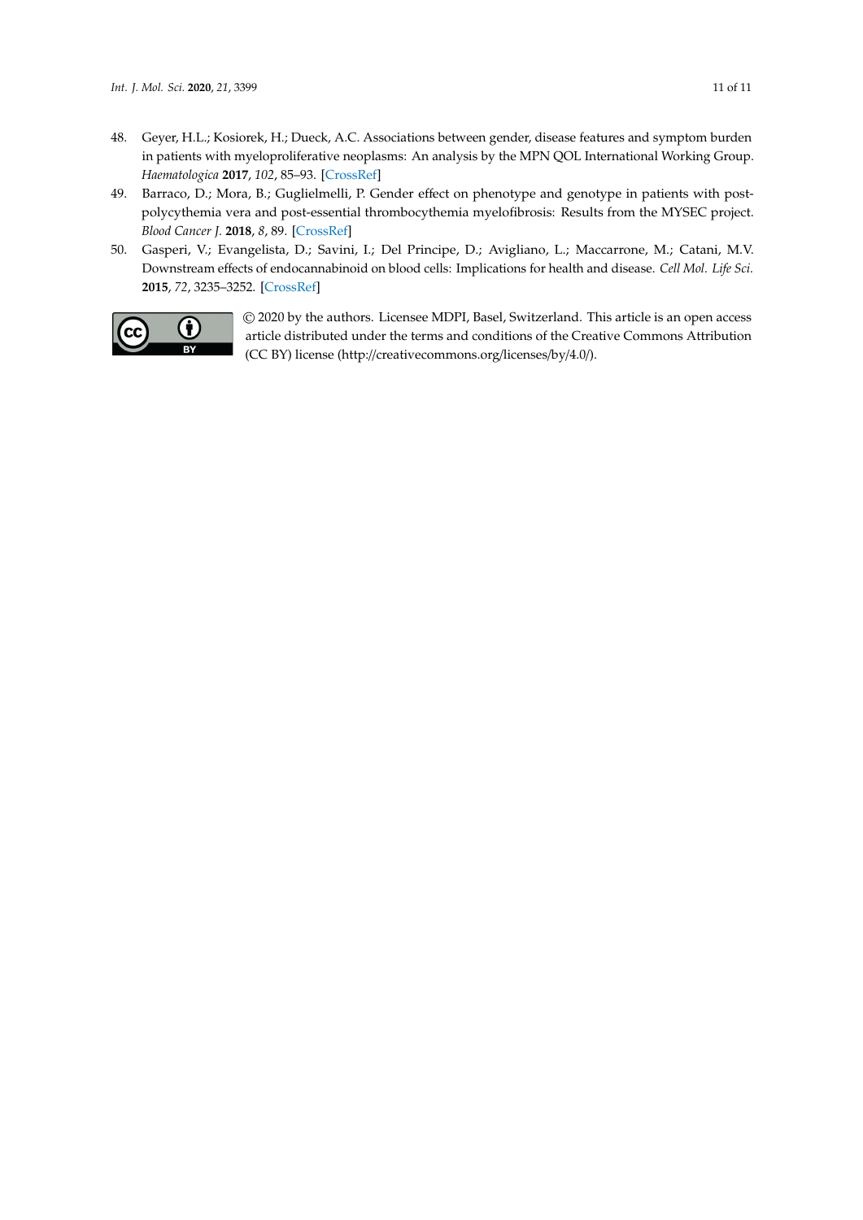48. Geyer, H.L.; Kosiorek, H.; Dueck, A.C. Associations between gender, disease features and symptom burden in patients with myeloproliferative neoplasms: An analysis by the MPN QOL International Working Group. *Haematologica* **2017**, *102*, 85–93. [CrossRef]
49. Barraco, D.; Mora, B.; Guglielmelli, P. Gender effect on phenotype and genotype in patients with post-polycythemia vera and post-essential thrombocythemia myelofibrosis: Results from the MYSEC project. *Blood Cancer J.* **2018**, *8*, 89. [CrossRef]
50. Gasperi, V.; Evangelista, D.; Savini, I.; Del Principe, D.; Avigliano, L.; Maccarrone, M.; Catani, M.V. Downstream effects of endocannabinoid on blood cells: Implications for health and disease. *Cell Mol. Life Sci.* **2015**, *72*, 3235–3252. [CrossRef]

© 2020 by the authors. Licensee MDPI, Basel, Switzerland. This article is an open access article distributed under the terms and conditions of the Creative Commons Attribution (CC BY) license (http://creativecommons.org/licenses/by/4.0/).